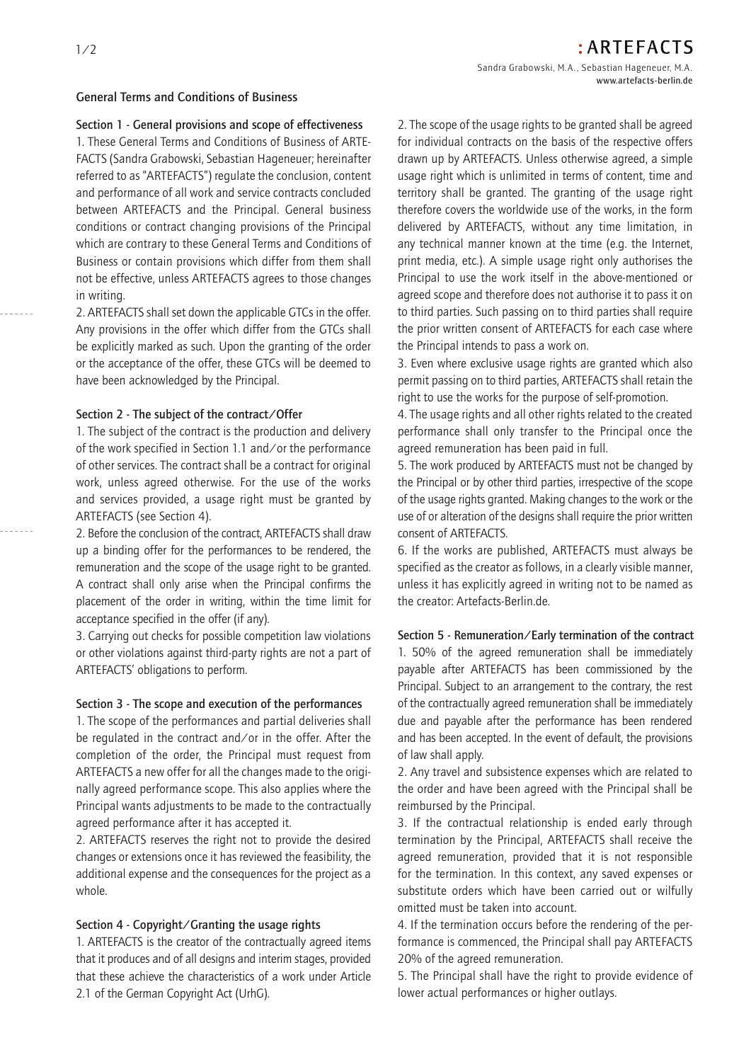# General Terms and Conditions of Business

## Section 1 - General provisions and scope of effectiveness

1. These General Terms and Conditions of Business of ARTEFACTS (Sandra Grabowski, Sebastian Hageneuer; hereinafter referred to as "ARTEFACTS") regulate the conclusion, content and performance of all work and service contracts concluded between ARTEFACTS and the Principal. General business conditions or contract changing provisions of the Principal which are contrary to these General Terms and Conditions of Business or contain provisions which differ from them shall not be effective, unless ARTEFACTS agrees to those changes in writing.

2. ARTEFACTS shall set down the applicable GTCs in the offer. Any provisions in the offer which differ from the GTCs shall be explicitly marked as such. Upon the granting of the order or the acceptance of the offer, these GTCs will be deemed to have been acknowledged by the Principal.

## Section 2 - The subject of the contract/Offer

1. The subject of the contract is the production and delivery of the work specified in Section 1.1 and/or the performance of other services. The contract shall be a contract for original work, unless agreed otherwise. For the use of the works and services provided, a usage right must be granted by ARTEFACTS (see Section 4).

2. Before the conclusion of the contract, ARTEFACTS shall draw up a binding offer for the performances to be rendered, the remuneration and the scope of the usage right to be granted. A contract shall only arise when the Principal confirms the placement of the order in writing, within the time limit for acceptance specified in the offer (if any).

3. Carrying out checks for possible competition law violations or other violations against third-party rights are not a part of ARTEFACTS' obligations to perform.

## Section 3 - The scope and execution of the performances

1. The scope of the performances and partial deliveries shall be regulated in the contract and/or in the offer. After the completion of the order, the Principal must request from ARTEFACTS a new offer for all the changes made to the originally agreed performance scope. This also applies where the Principal wants adjustments to be made to the contractually agreed performance after it has accepted it.

2. ARTEFACTS reserves the right not to provide the desired changes or extensions once it has reviewed the feasibility, the additional expense and the consequences for the project as a whole.

## Section 4 - Copyright/Granting the usage rights

1. ARTEFACTS is the creator of the contractually agreed items that it produces and of all designs and interim stages, provided that these achieve the characteristics of a work under Article 2.1 of the German Copyright Act (UrhG).

2. The scope of the usage rights to be granted shall be agreed for individual contracts on the basis of the respective offers drawn up by ARTEFACTS. Unless otherwise agreed, a simple usage right which is unlimited in terms of content, time and territory shall be granted. The granting of the usage right therefore covers the worldwide use of the works, in the form delivered by ARTEFACTS, without any time limitation, in any technical manner known at the time (e.g. the Internet, print media, etc.). A simple usage right only authorises the Principal to use the work itself in the above-mentioned or agreed scope and therefore does not authorise it to pass it on to third parties. Such passing on to third parties shall require the prior written consent of ARTEFACTS for each case where the Principal intends to pass a work on.

3. Even where exclusive usage rights are granted which also permit passing on to third parties, ARTEFACTS shall retain the right to use the works for the purpose of self-promotion.

4. The usage rights and all other rights related to the created performance shall only transfer to the Principal once the agreed remuneration has been paid in full.

5. The work produced by ARTEFACTS must not be changed by the Principal or by other third parties, irrespective of the scope of the usage rights granted. Making changes to the work or the use of or alteration of the designs shall require the prior written consent of ARTEFACTS.

6. If the works are published, ARTEFACTS must always be specified as the creator as follows, in a clearly visible manner, unless it has explicitly agreed in writing not to be named as the creator: Artefacts-Berlin.de.

## Section 5 - Remuneration/Early termination of the contract

1. 50% of the agreed remuneration shall be immediately payable after ARTEFACTS has been commissioned by the Principal. Subject to an arrangement to the contrary, the rest of the contractually agreed remuneration shall be immediately due and payable after the performance has been rendered and has been accepted. In the event of default, the provisions of law shall apply.

2. Any travel and subsistence expenses which are related to the order and have been agreed with the Principal shall be reimbursed by the Principal.

3. If the contractual relationship is ended early through termination by the Principal, ARTEFACTS shall receive the agreed remuneration, provided that it is not responsible for the termination. In this context, any saved expenses or substitute orders which have been carried out or wilfully omitted must be taken into account.

4. If the termination occurs before the rendering of the performance is commenced, the Principal shall pay ARTEFACTS 20% of the agreed remuneration.

5. The Principal shall have the right to provide evidence of lower actual performances or higher outlays.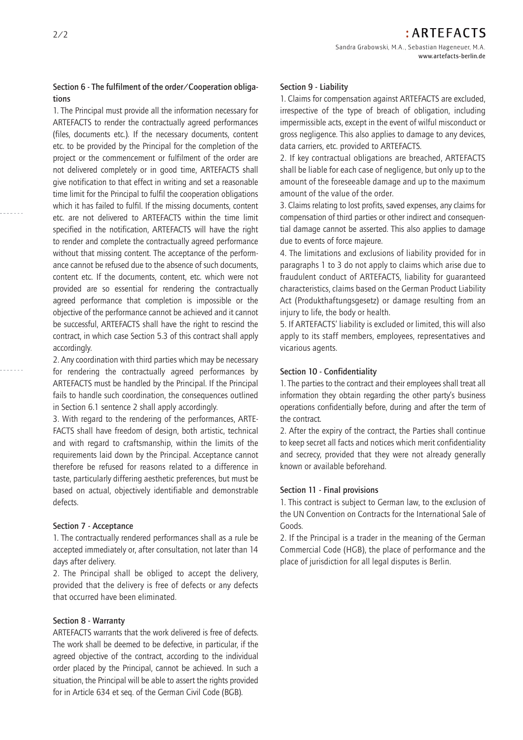### Section 6 - The fulfilment of the order/Cooperation obligations

1. The Principal must provide all the information necessary for ARTEFACTS to render the contractually agreed performances (files, documents etc.). If the necessary documents, content etc. to be provided by the Principal for the completion of the project or the commencement or fulfilment of the order are not delivered completely or in good time, ARTEFACTS shall give notification to that effect in writing and set a reasonable time limit for the Principal to fulfil the cooperation obligations which it has failed to fulfil. If the missing documents, content etc. are not delivered to ARTEFACTS within the time limit specified in the notification, ARTEFACTS will have the right to render and complete the contractually agreed performance without that missing content. The acceptance of the performance cannot be refused due to the absence of such documents, content etc. If the documents, content, etc. which were not provided are so essential for rendering the contractually agreed performance that completion is impossible or the objective of the performance cannot be achieved and it cannot be successful, ARTEFACTS shall have the right to rescind the contract, in which case Section 5.3 of this contract shall apply accordingly.

2. Any coordination with third parties which may be necessary for rendering the contractually agreed performances by ARTEFACTS must be handled by the Principal. If the Principal fails to handle such coordination, the consequences outlined in Section 6.1 sentence 2 shall apply accordingly.

3. With regard to the rendering of the performances, ARTEFACTS shall have freedom of design, both artistic, technical and with regard to craftsmanship, within the limits of the requirements laid down by the Principal. Acceptance cannot therefore be refused for reasons related to a difference in taste, particularly differing aesthetic preferences, but must be based on actual, objectively identifiable and demonstrable defects.

### Section 7 - Acceptance

1. The contractually rendered performances shall as a rule be accepted immediately or, after consultation, not later than 14 days after delivery.

2. The Principal shall be obliged to accept the delivery, provided that the delivery is free of defects or any defects that occurred have been eliminated.

### Section 8 - Warranty

ARTEFACTS warrants that the work delivered is free of defects. The work shall be deemed to be defective, in particular, if the agreed objective of the contract, according to the individual order placed by the Principal, cannot be achieved. In such a situation, the Principal will be able to assert the rights provided for in Article 634 et seq. of the German Civil Code (BGB).

### Section 9 - Liability

1. Claims for compensation against ARTEFACTS are excluded, irrespective of the type of breach of obligation, including impermissible acts, except in the event of wilful misconduct or gross negligence. This also applies to damage to any devices, data carriers, etc. provided to ARTEFACTS.

2. If key contractual obligations are breached, ARTEFACTS shall be liable for each case of negligence, but only up to the amount of the foreseeable damage and up to the maximum amount of the value of the order.

3. Claims relating to lost profits, saved expenses, any claims for compensation of third parties or other indirect and consequential damage cannot be asserted. This also applies to damage due to events of force majeure.

4. The limitations and exclusions of liability provided for in paragraphs 1 to 3 do not apply to claims which arise due to fraudulent conduct of ARTEFACTS, liability for guaranteed characteristics, claims based on the German Product Liability Act (Produkthaftungsgesetz) or damage resulting from an injury to life, the body or health.

5. If ARTEFACTS' liability is excluded or limited, this will also apply to its staff members, employees, representatives and vicarious agents.

### Section 10 - Confidentiality

1. The parties to the contract and their employees shall treat all information they obtain regarding the other party's business operations confidentially before, during and after the term of the contract.

2. After the expiry of the contract, the Parties shall continue to keep secret all facts and notices which merit confidentiality and secrecy, provided that they were not already generally known or available beforehand.

### Section 11 - Final provisions

1. This contract is subject to German law, to the exclusion of the UN Convention on Contracts for the International Sale of Goods.

2. If the Principal is a trader in the meaning of the German Commercial Code (HGB), the place of performance and the place of jurisdiction for all legal disputes is Berlin.